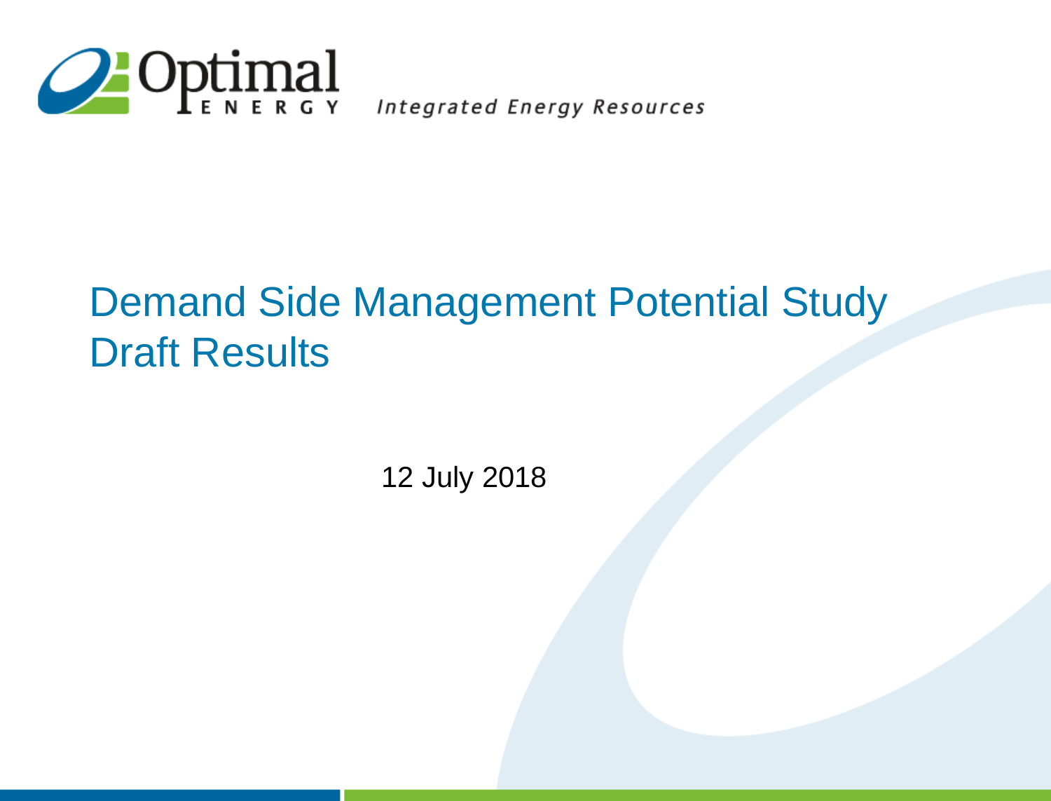Optimal ENERGY *Integrated Energy Resources*

# Demand Side Management Potential Study Draft Results

12 July 2018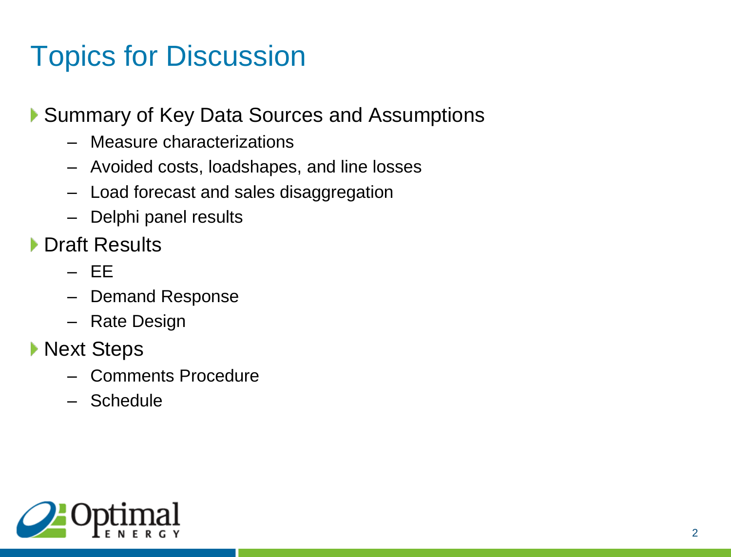# Topics for Discussion

- Summary of Key Data Sources and Assumptions
  - Measure characterizations
  - Avoided costs, loadshapes, and line losses
  - Load forecast and sales disaggregation
  - Delphi panel results
- Draft Results
  - EE
  - Demand Response
  - Rate Design
- Next Steps
  - Comments Procedure
  - Schedule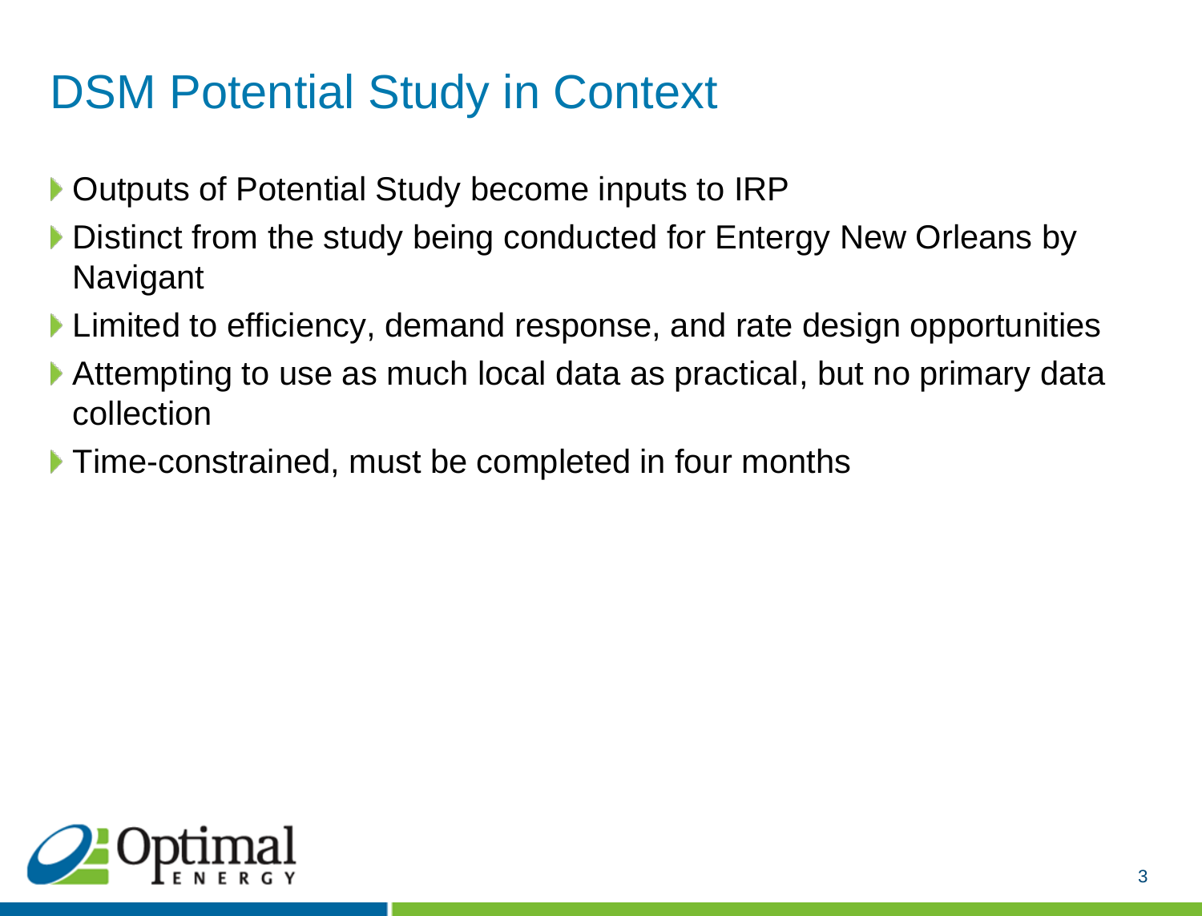# DSM Potential Study in Context

- Outputs of Potential Study become inputs to IRP
- Distinct from the study being conducted for Entergy New Orleans by Navigant
- Limited to efficiency, demand response, and rate design opportunities
- Attempting to use as much local data as practical, but no primary data collection
- Time-constrained, must be completed in four months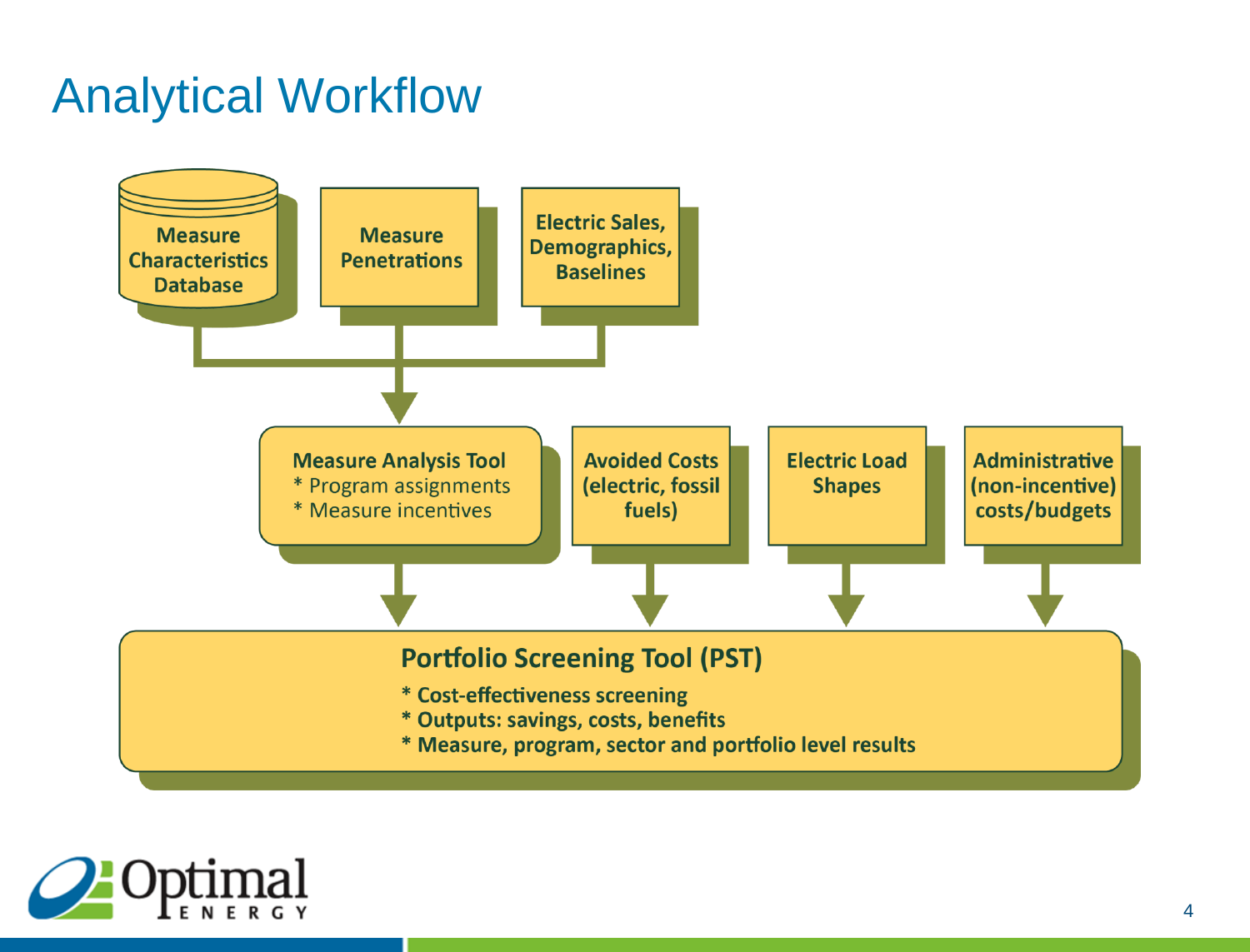# Analytical Workflow

**Measure Characteristics Database**

**Measure Penetrations**

**Electric Sales, Demographics, Baselines**

**Measure Analysis Tool**
* Program assignments
* Measure incentives

**Avoided Costs (electric, fossil fuels)**

**Electric Load Shapes**

**Administrative (non-incentive) costs/budgets**

**Portfolio Screening Tool (PST)**
* Cost-effectiveness screening
* Outputs: savings, costs, benefits
* Measure, program, sector and portfolio level results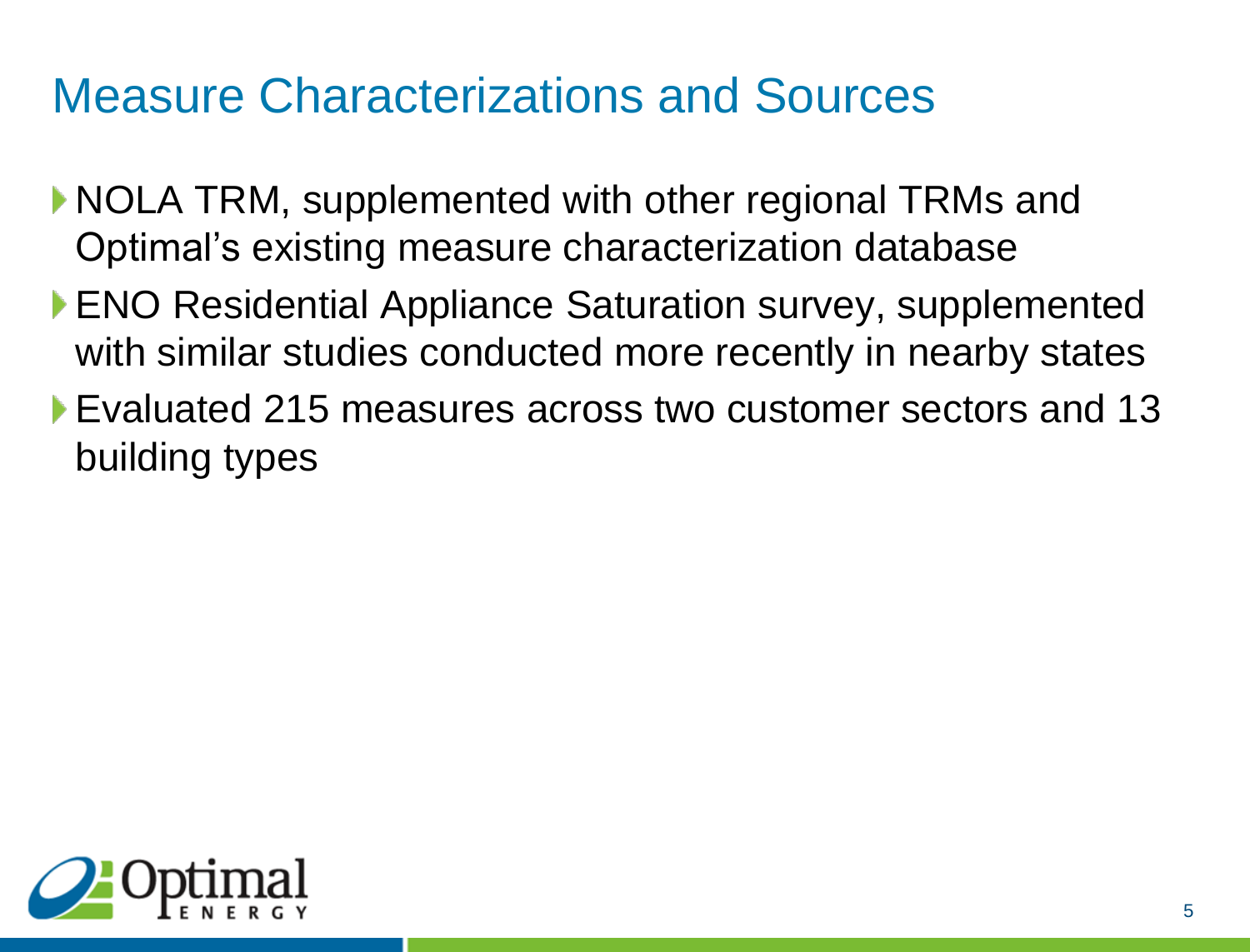# Measure Characterizations and Sources

- NOLA TRM, supplemented with other regional TRMs and Optimal's existing measure characterization database
- ENO Residential Appliance Saturation survey, supplemented with similar studies conducted more recently in nearby states
- Evaluated 215 measures across two customer sectors and 13 building types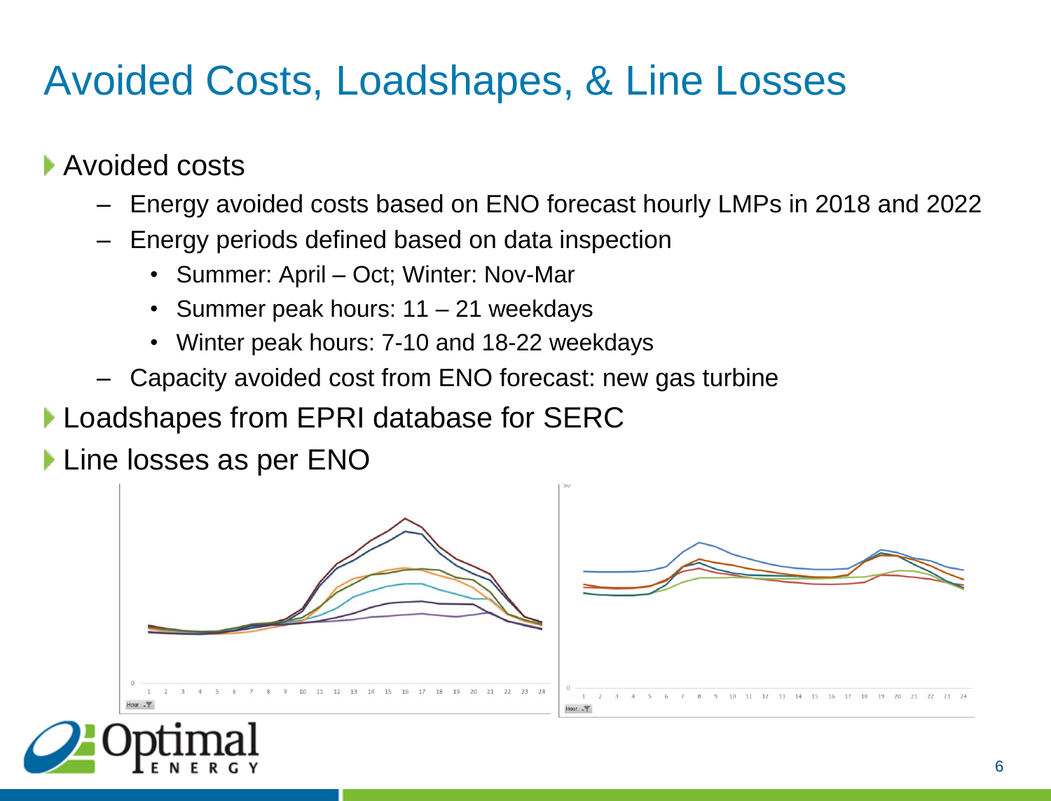# Avoided Costs, Loadshapes, & Line Losses

- Avoided costs
  - Energy avoided costs based on ENO forecast hourly LMPs in 2018 and 2022
  - Energy periods defined based on data inspection
    - Summer: April – Oct; Winter: Nov-Mar
    - Summer peak hours: 11 – 21 weekdays
    - Winter peak hours: 7-10 and 18-22 weekdays
  - Capacity avoided cost from ENO forecast: new gas turbine
- Loadshapes from EPRI database for SERC
- Line losses as per ENO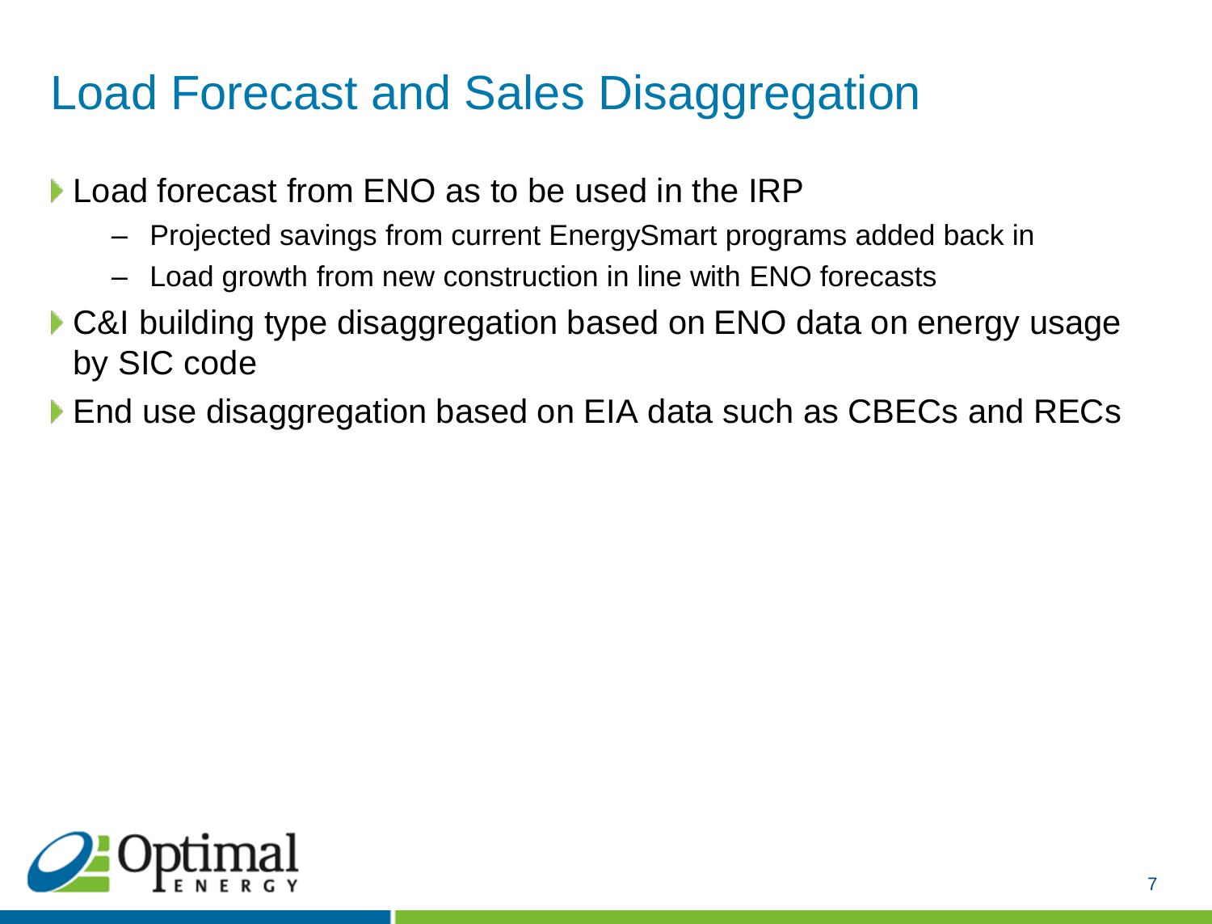# Load Forecast and Sales Disaggregation

- Load forecast from ENO as to be used in the IRP
  - Projected savings from current EnergySmart programs added back in
  - Load growth from new construction in line with ENO forecasts
- C&I building type disaggregation based on ENO data on energy usage by SIC code
- End use disaggregation based on EIA data such as CBECs and RECs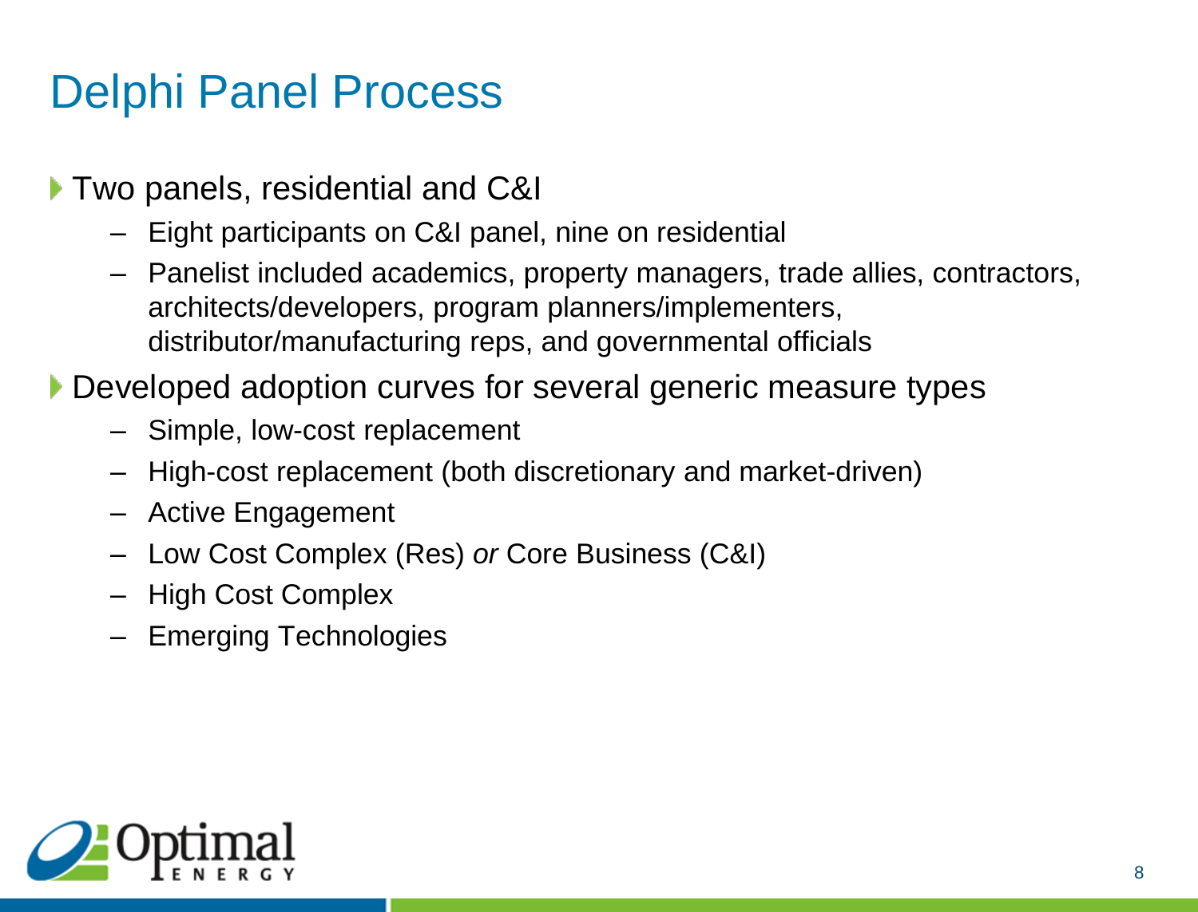# Delphi Panel Process

- Two panels, residential and C&I
  - Eight participants on C&I panel, nine on residential
  - Panelist included academics, property managers, trade allies, contractors, architects/developers, program planners/implementers, distributor/manufacturing reps, and governmental officials
- Developed adoption curves for several generic measure types
  - Simple, low-cost replacement
  - High-cost replacement (both discretionary and market-driven)
  - Active Engagement
  - Low Cost Complex (Res) *or* Core Business (C&I)
  - High Cost Complex
  - Emerging Technologies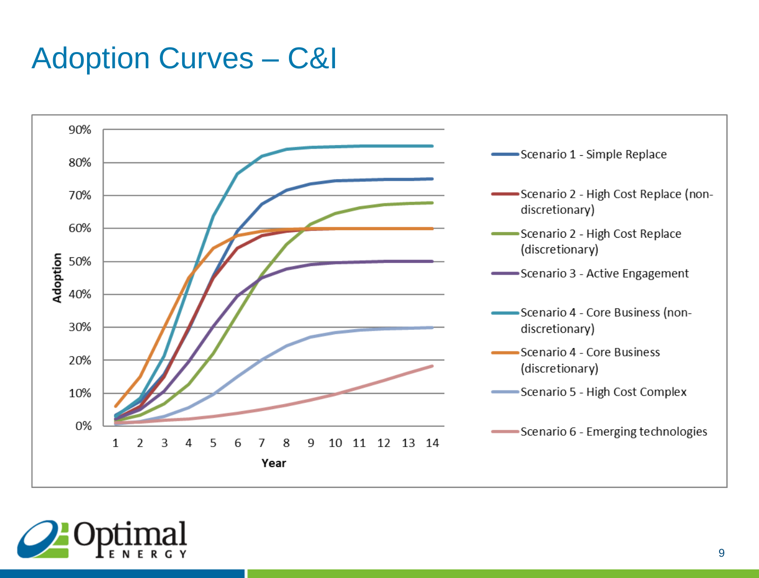# Adoption Curves – C&I

Adoption (0%–90%) vs. Year (1–14)

- Scenario 1 - Simple Replace
- Scenario 2 - High Cost Replace (non-discretionary)
- Scenario 2 - High Cost Replace (discretionary)
- Scenario 3 - Active Engagement
- Scenario 4 - Core Business (non-discretionary)
- Scenario 4 - Core Business (discretionary)
- Scenario 5 - High Cost Complex
- Scenario 6 - Emerging technologies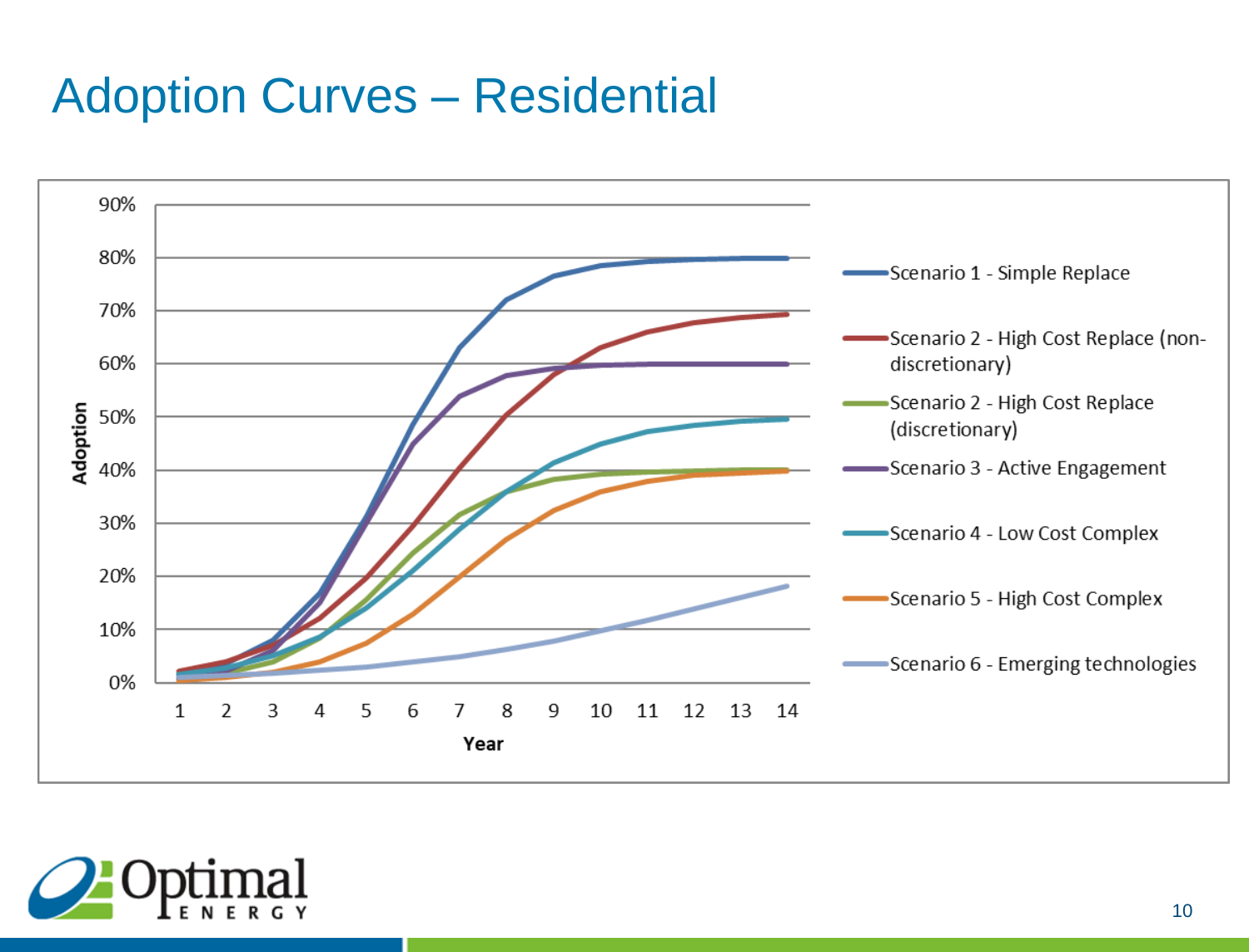# Adoption Curves – Residential

Adoption

90%

80%

70%

60%

50%

40%

30%

20%

10%

0%

1 2 3 4 5 6 7 8 9 10 11 12 13 14

Year

- Scenario 1 - Simple Replace
- Scenario 2 - High Cost Replace (non-discretionary)
- Scenario 2 - High Cost Replace (discretionary)
- Scenario 3 - Active Engagement
- Scenario 4 - Low Cost Complex
- Scenario 5 - High Cost Complex
- Scenario 6 - Emerging technologies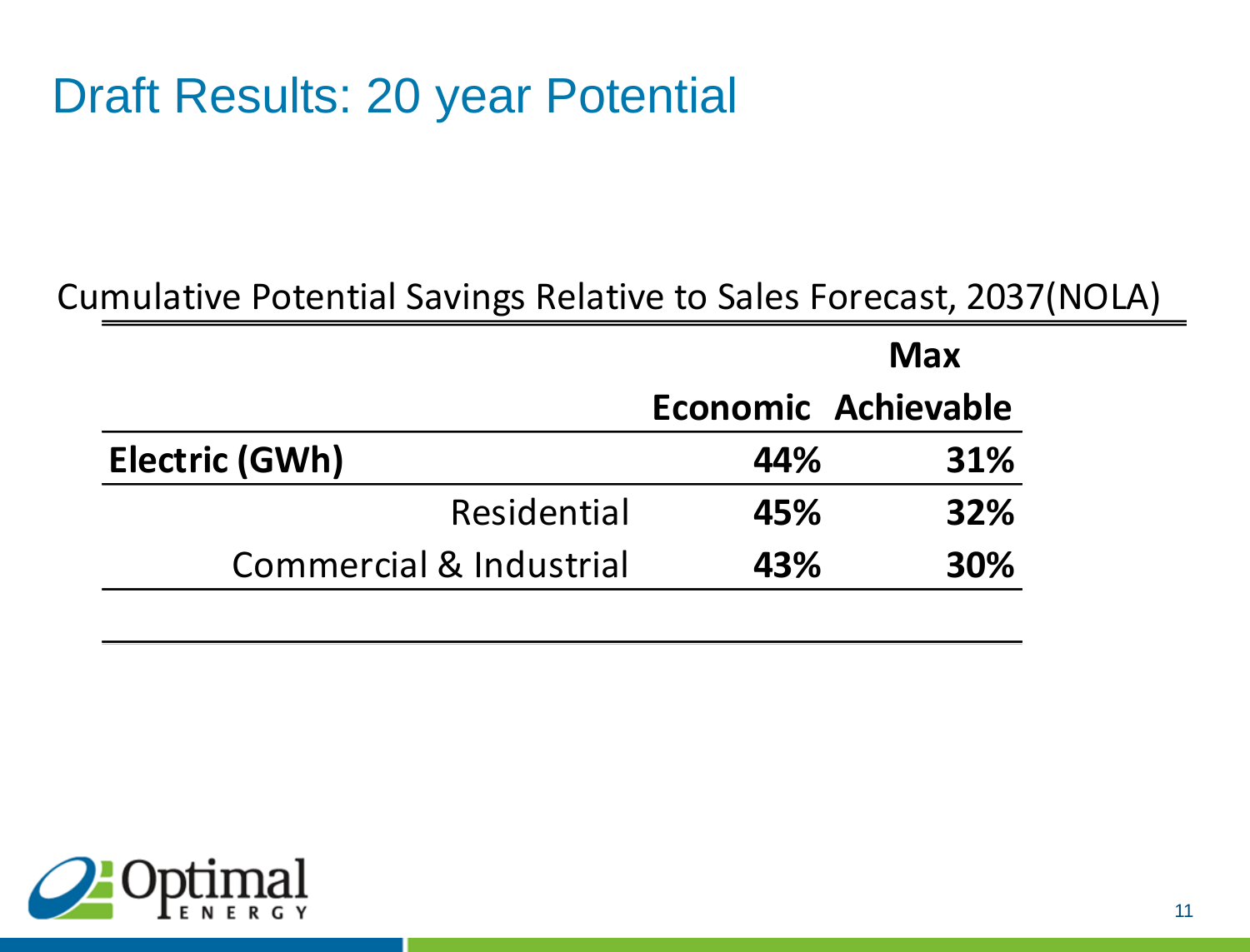# Draft Results: 20 year Potential

Cumulative Potential Savings Relative to Sales Forecast, 2037(NOLA)

| | Economic | Max Achievable |
|---|---|---|
| **Electric (GWh)** | **44%** | **31%** |
| Residential | **45%** | **32%** |
| Commercial & Industrial | **43%** | **30%** |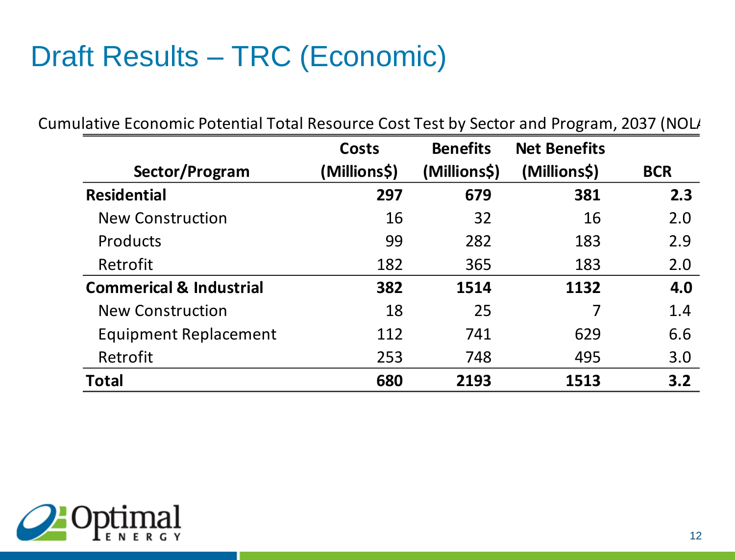# Draft Results – TRC (Economic)

Cumulative Economic Potential Total Resource Cost Test by Sector and Program, 2037 (NOLA

| Sector/Program | Costs (Millions$) | Benefits (Millions$) | Net Benefits (Millions$) | BCR |
|---|---|---|---|---|
| **Residential** | **297** | **679** | **381** | **2.3** |
| New Construction | 16 | 32 | 16 | 2.0 |
| Products | 99 | 282 | 183 | 2.9 |
| Retrofit | 182 | 365 | 183 | 2.0 |
| **Commerical & Industrial** | **382** | **1514** | **1132** | **4.0** |
| New Construction | 18 | 25 | 7 | 1.4 |
| Equipment Replacement | 112 | 741 | 629 | 6.6 |
| Retrofit | 253 | 748 | 495 | 3.0 |
| **Total** | **680** | **2193** | **1513** | **3.2** |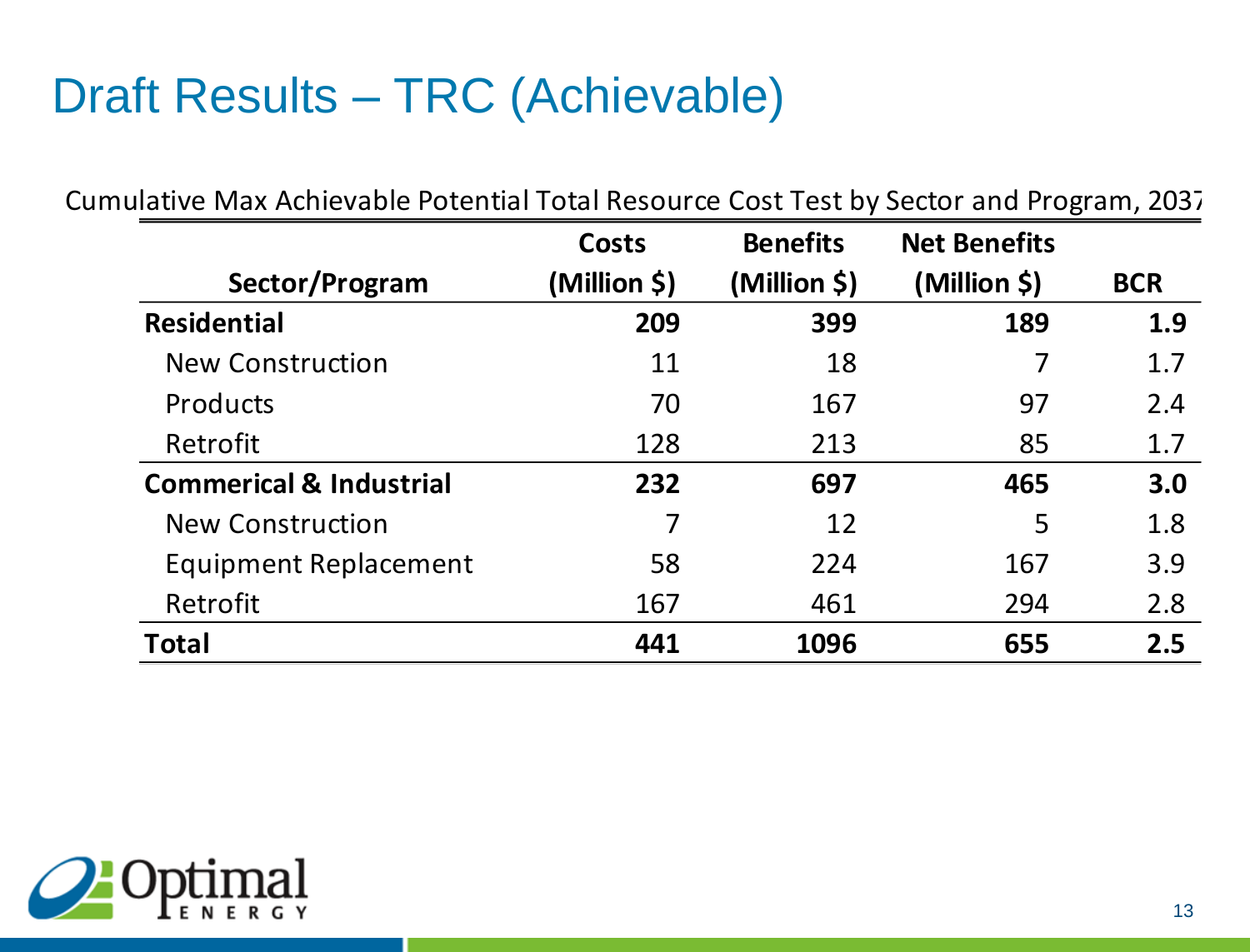# Draft Results – TRC (Achievable)

Cumulative Max Achievable Potential Total Resource Cost Test by Sector and Program, 2037

| Sector/Program | Costs (Million $) | Benefits (Million $) | Net Benefits (Million $) | BCR |
|---|---|---|---|---|
| **Residential** | **209** | **399** | **189** | **1.9** |
| New Construction | 11 | 18 | 7 | 1.7 |
| Products | 70 | 167 | 97 | 2.4 |
| Retrofit | 128 | 213 | 85 | 1.7 |
| **Commerical & Industrial** | **232** | **697** | **465** | **3.0** |
| New Construction | 7 | 12 | 5 | 1.8 |
| Equipment Replacement | 58 | 224 | 167 | 3.9 |
| Retrofit | 167 | 461 | 294 | 2.8 |
| **Total** | **441** | **1096** | **655** | **2.5** |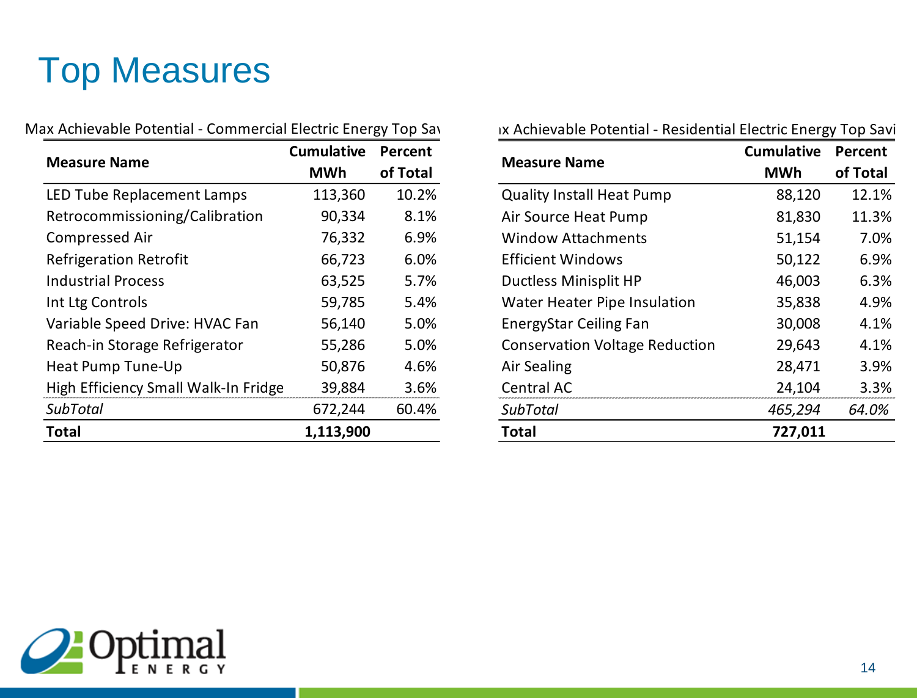# Top Measures

Max Achievable Potential - Commercial Electric Energy Top Sav

| Measure Name | Cumulative MWh | Percent of Total |
|---|---|---|
| LED Tube Replacement Lamps | 113,360 | 10.2% |
| Retrocommissioning/Calibration | 90,334 | 8.1% |
| Compressed Air | 76,332 | 6.9% |
| Refrigeration Retrofit | 66,723 | 6.0% |
| Industrial Process | 63,525 | 5.7% |
| Int Ltg Controls | 59,785 | 5.4% |
| Variable Speed Drive: HVAC Fan | 56,140 | 5.0% |
| Reach-in Storage Refrigerator | 55,286 | 5.0% |
| Heat Pump Tune-Up | 50,876 | 4.6% |
| High Efficiency Small Walk-In Fridge | 39,884 | 3.6% |
| *SubTotal* | 672,244 | 60.4% |
| **Total** | **1,113,900** | |

ıx Achievable Potential - Residential Electric Energy Top Savi

| Measure Name | Cumulative MWh | Percent of Total |
|---|---|---|
| Quality Install Heat Pump | 88,120 | 12.1% |
| Air Source Heat Pump | 81,830 | 11.3% |
| Window Attachments | 51,154 | 7.0% |
| Efficient Windows | 50,122 | 6.9% |
| Ductless Minisplit HP | 46,003 | 6.3% |
| Water Heater Pipe Insulation | 35,838 | 4.9% |
| EnergyStar Ceiling Fan | 30,008 | 4.1% |
| Conservation Voltage Reduction | 29,643 | 4.1% |
| Air Sealing | 28,471 | 3.9% |
| Central AC | 24,104 | 3.3% |
| *SubTotal* | *465,294* | *64.0%* |
| **Total** | **727,011** | |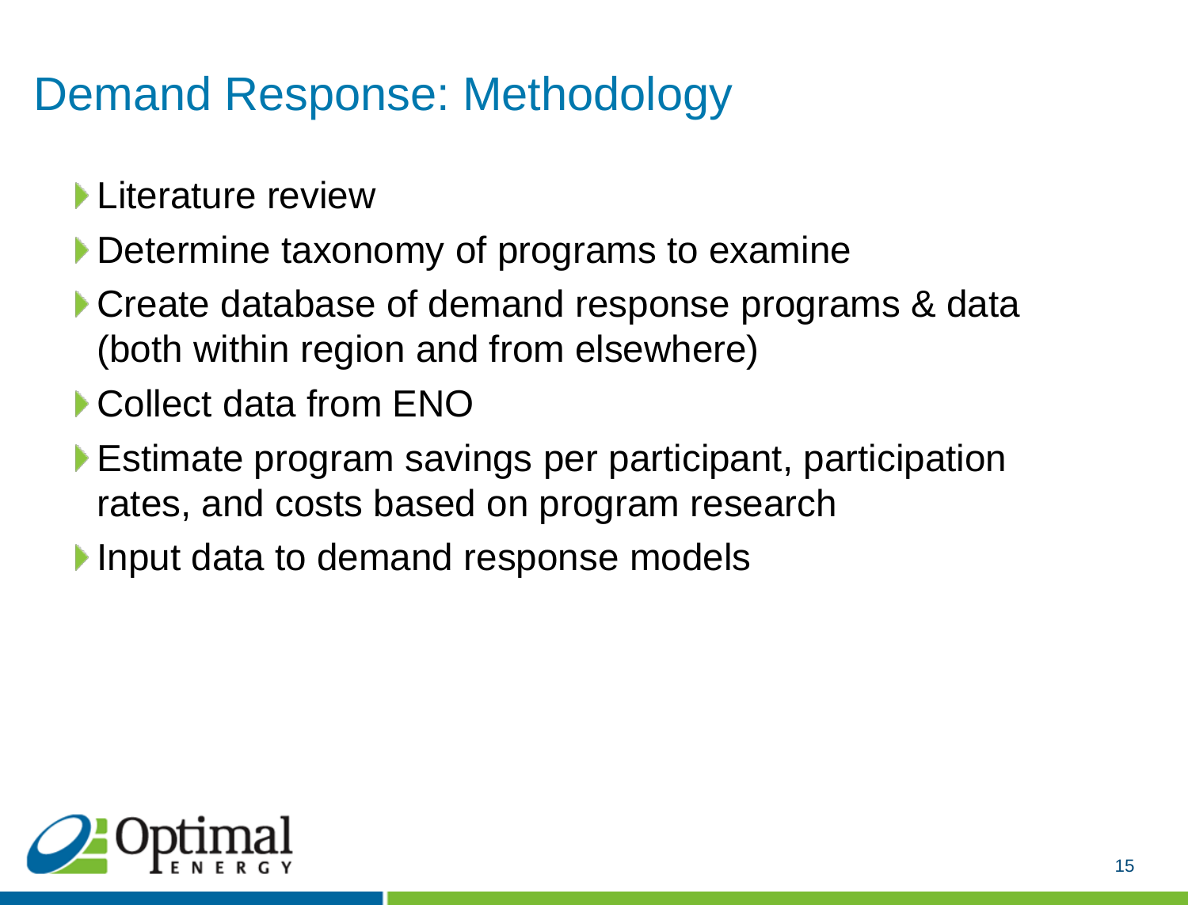# Demand Response: Methodology

- Literature review
- Determine taxonomy of programs to examine
- Create database of demand response programs & data (both within region and from elsewhere)
- Collect data from ENO
- Estimate program savings per participant, participation rates, and costs based on program research
- Input data to demand response models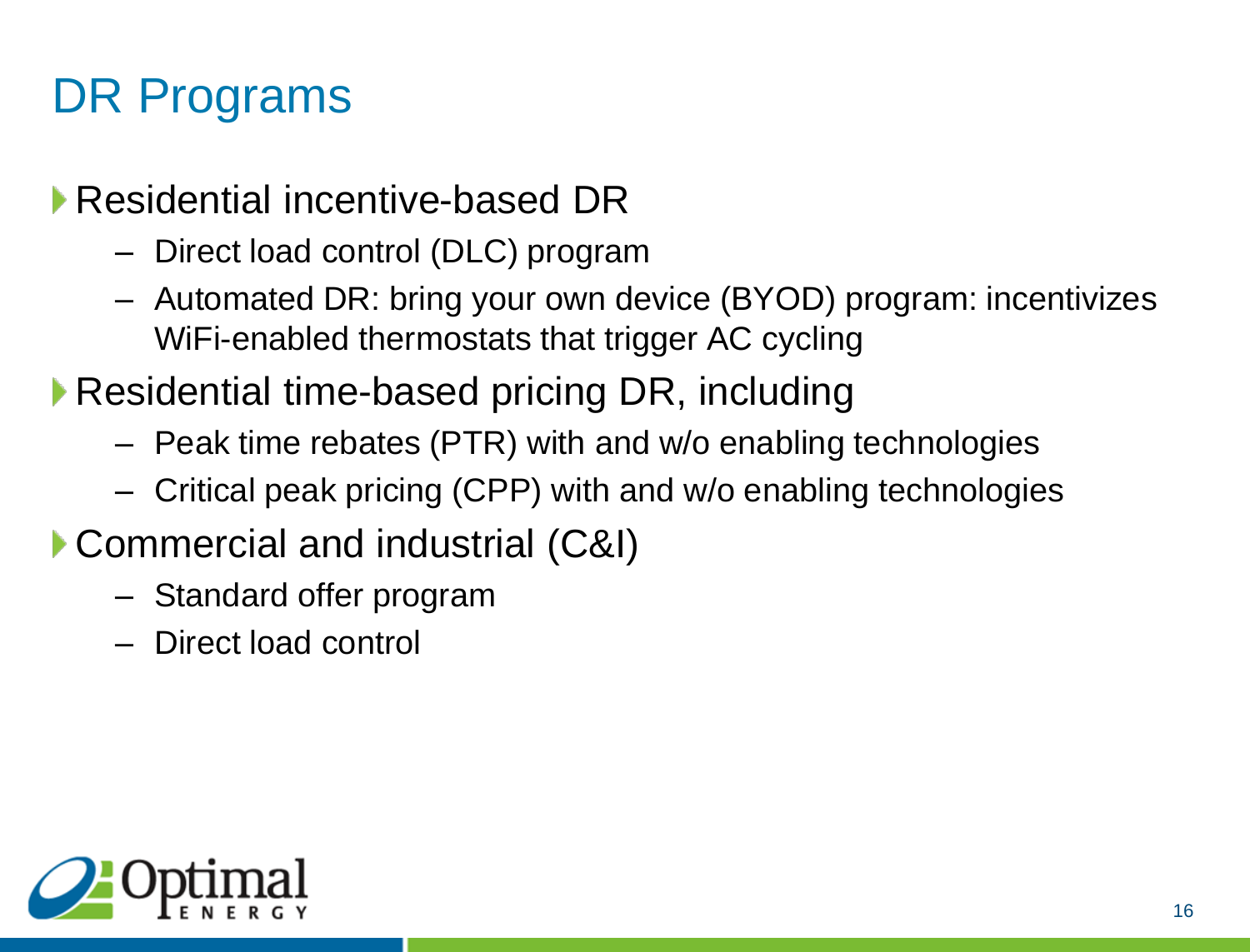# DR Programs

- Residential incentive-based DR
  - Direct load control (DLC) program
  - Automated DR: bring your own device (BYOD) program: incentivizes WiFi-enabled thermostats that trigger AC cycling
- Residential time-based pricing DR, including
  - Peak time rebates (PTR) with and w/o enabling technologies
  - Critical peak pricing (CPP) with and w/o enabling technologies
- Commercial and industrial (C&I)
  - Standard offer program
  - Direct load control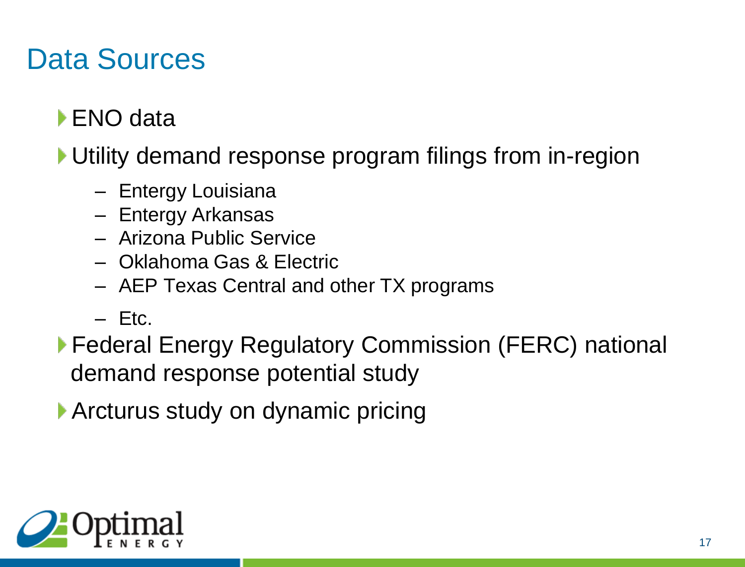# Data Sources

- ENO data
- Utility demand response program filings from in-region
  - Entergy Louisiana
  - Entergy Arkansas
  - Arizona Public Service
  - Oklahoma Gas & Electric
  - AEP Texas Central and other TX programs
  - Etc.
- Federal Energy Regulatory Commission (FERC) national demand response potential study
- Arcturus study on dynamic pricing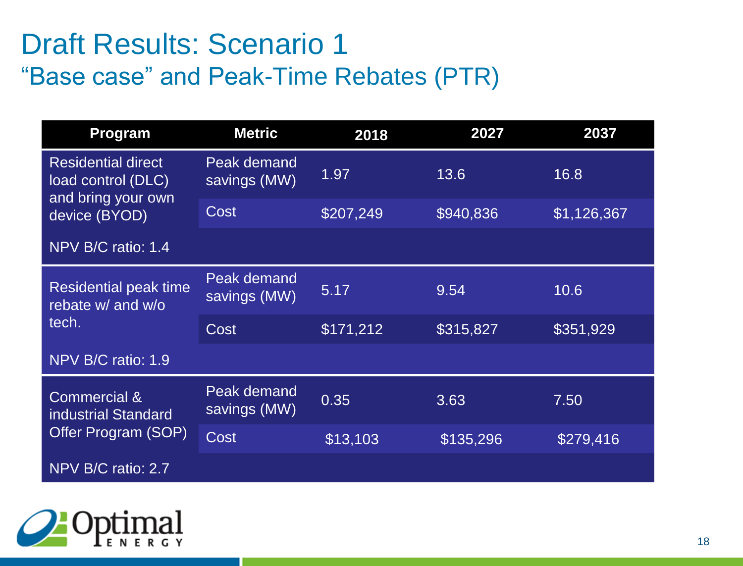# Draft Results: Scenario 1

## "Base case" and Peak-Time Rebates (PTR)

| Program | Metric | 2018 | 2027 | 2037 |
|---|---|---|---|---|
| Residential direct load control (DLC) and bring your own device (BYOD) | Peak demand savings (MW) | 1.97 | 13.6 | 16.8 |
| | Cost | $207,249 | $940,836 | $1,126,367 |
| NPV B/C ratio: 1.4 | | | | |
| Residential peak time rebate w/ and w/o tech. | Peak demand savings (MW) | 5.17 | 9.54 | 10.6 |
| | Cost | $171,212 | $315,827 | $351,929 |
| NPV B/C ratio: 1.9 | | | | |
| Commercial & industrial Standard Offer Program (SOP) | Peak demand savings (MW) | 0.35 | 3.63 | 7.50 |
| | Cost | $13,103 | $135,296 | $279,416 |
| NPV B/C ratio: 2.7 | | | | |

Optimal ENERGY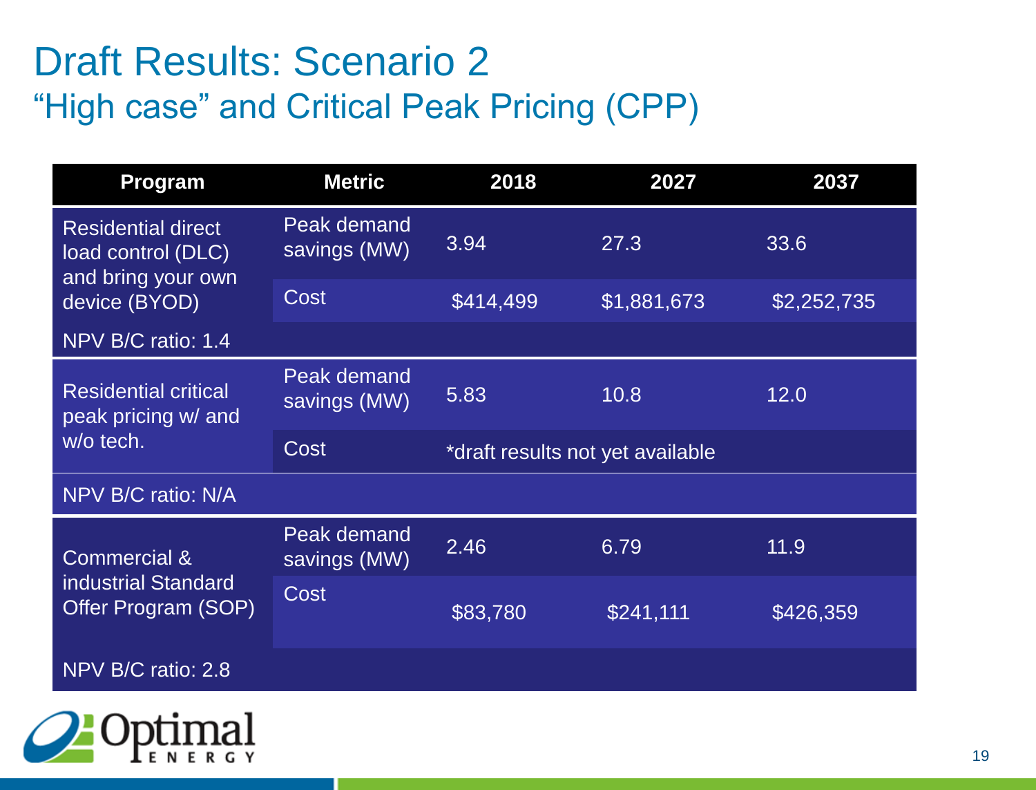# Draft Results: Scenario 2

## "High case" and Critical Peak Pricing (CPP)

| Program | Metric | 2018 | 2027 | 2037 |
|---|---|---|---|---|
| Residential direct load control (DLC) and bring your own device (BYOD) | Peak demand savings (MW) | 3.94 | 27.3 | 33.6 |
| | Cost | $414,499 | $1,881,673 | $2,252,735 |
| NPV B/C ratio: 1.4 | | | | |
| Residential critical peak pricing w/ and w/o tech. | Peak demand savings (MW) | 5.83 | 10.8 | 12.0 |
| | Cost | *draft results not yet available | | |
| NPV B/C ratio: N/A | | | | |
| Commercial & industrial Standard Offer Program (SOP) | Peak demand savings (MW) | 2.46 | 6.79 | 11.9 |
| | Cost | $83,780 | $241,111 | $426,359 |
| NPV B/C ratio: 2.8 | | | | |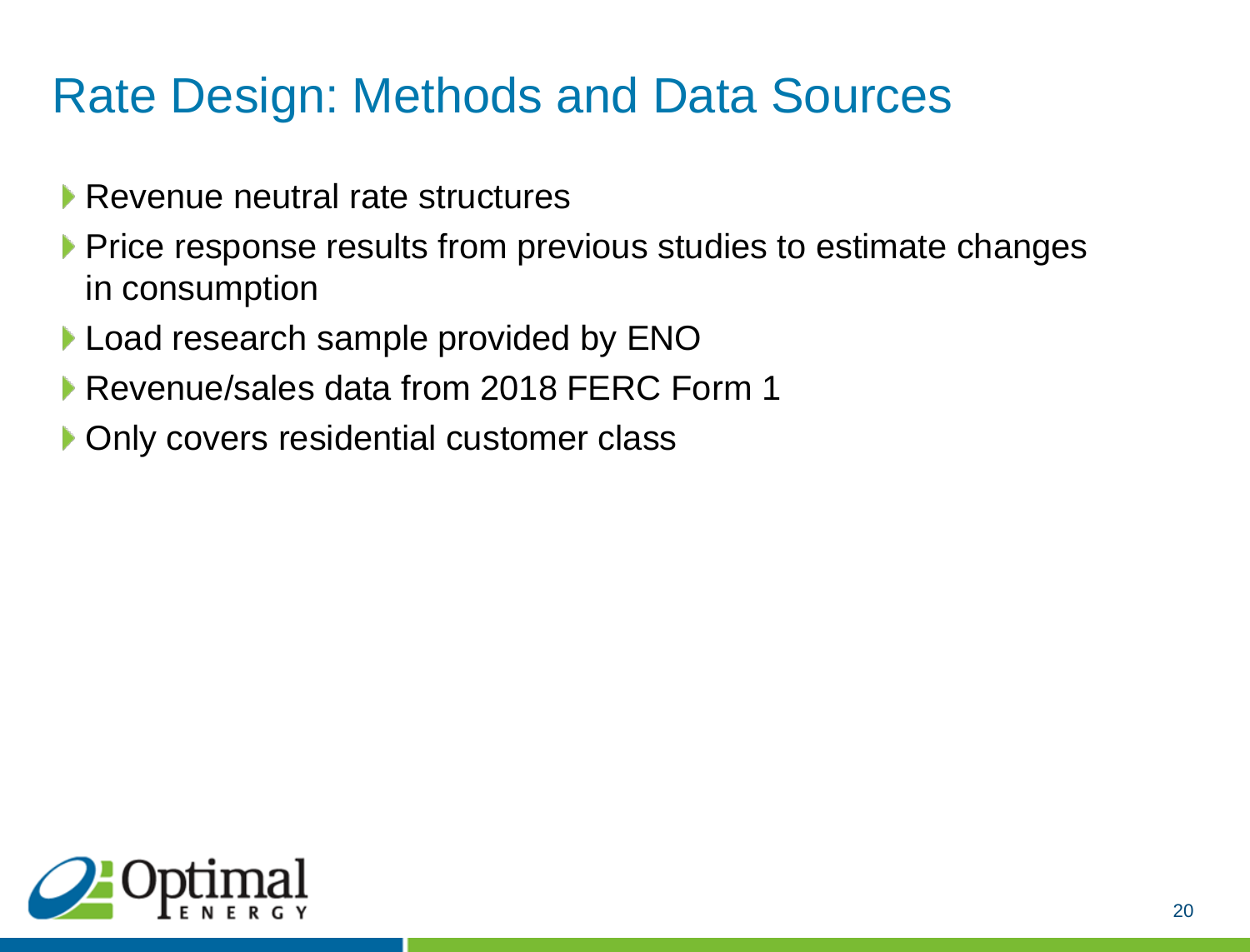# Rate Design: Methods and Data Sources

- Revenue neutral rate structures
- Price response results from previous studies to estimate changes in consumption
- Load research sample provided by ENO
- Revenue/sales data from 2018 FERC Form 1
- Only covers residential customer class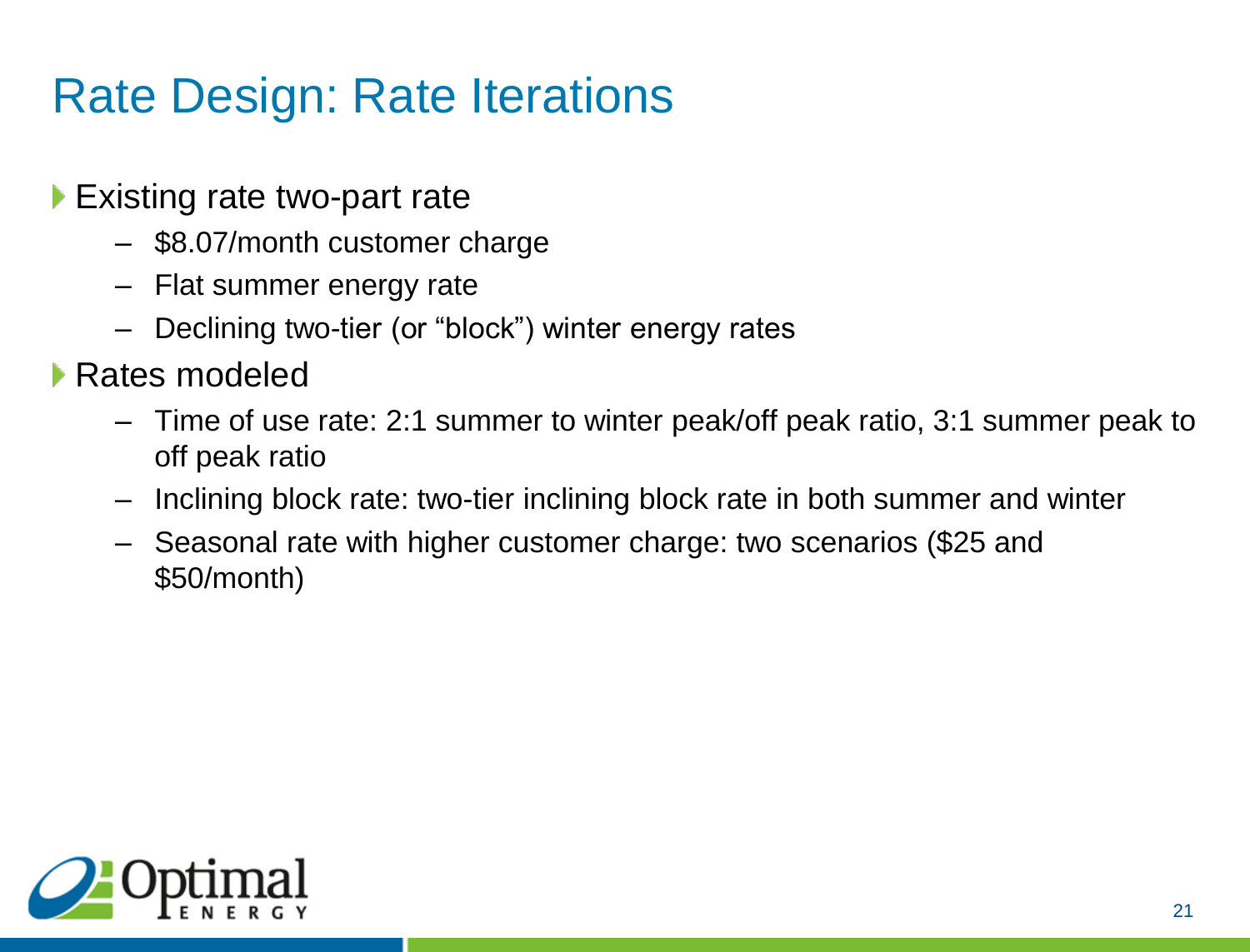# Rate Design: Rate Iterations

- Existing rate two-part rate
  - $8.07/month customer charge
  - Flat summer energy rate
  - Declining two-tier (or "block") winter energy rates
- Rates modeled
  - Time of use rate: 2:1 summer to winter peak/off peak ratio, 3:1 summer peak to off peak ratio
  - Inclining block rate: two-tier inclining block rate in both summer and winter
  - Seasonal rate with higher customer charge: two scenarios ($25 and $50/month)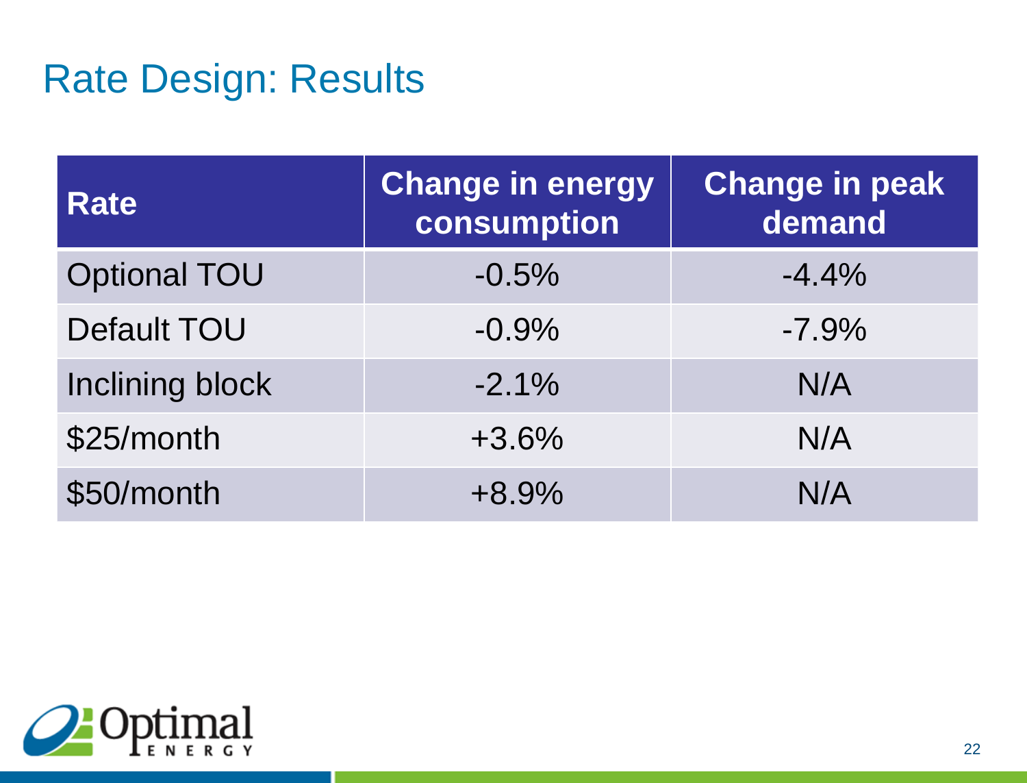# Rate Design: Results

| Rate | Change in energy consumption | Change in peak demand |
|---|---|---|
| Optional TOU | -0.5% | -4.4% |
| Default TOU | -0.9% | -7.9% |
| Inclining block | -2.1% | N/A |
| $25/month | +3.6% | N/A |
| $50/month | +8.9% | N/A |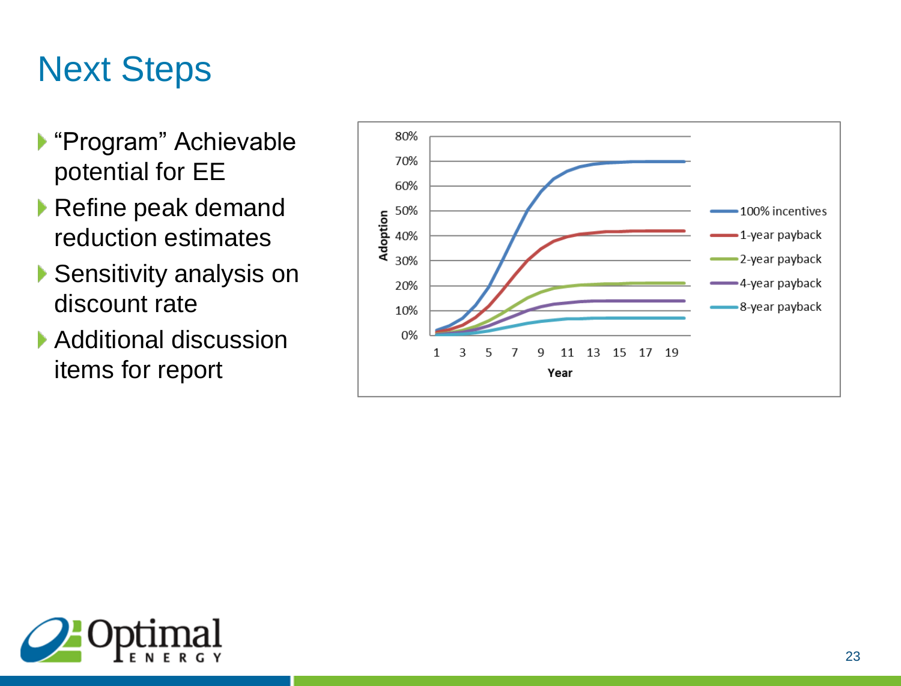# Next Steps

- "Program" Achievable potential for EE
- Refine peak demand reduction estimates
- Sensitivity analysis on discount rate
- Additional discussion items for report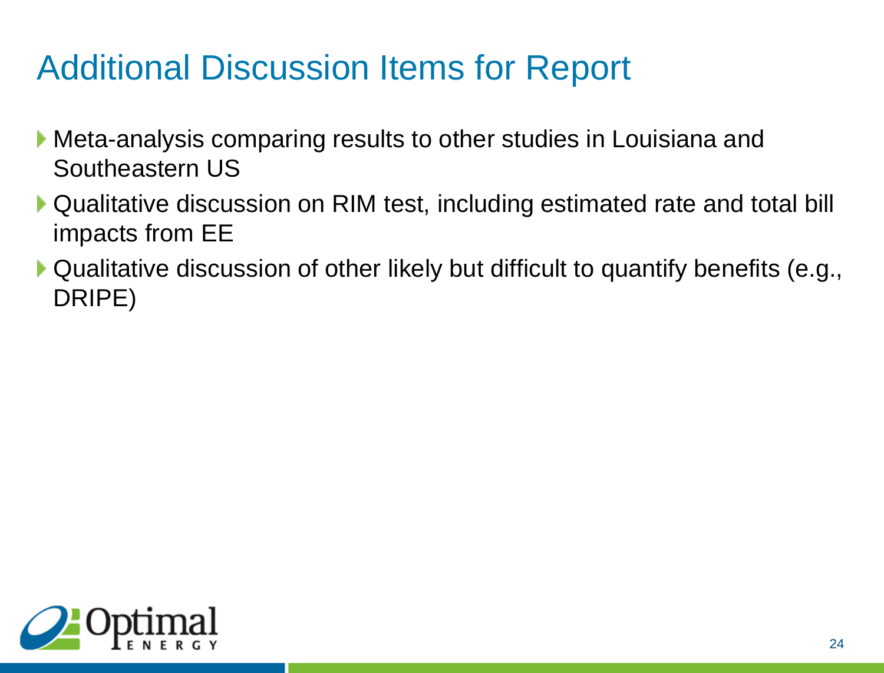# Additional Discussion Items for Report

- Meta-analysis comparing results to other studies in Louisiana and Southeastern US
- Qualitative discussion on RIM test, including estimated rate and total bill impacts from EE
- Qualitative discussion of other likely but difficult to quantify benefits (e.g., DRIPE)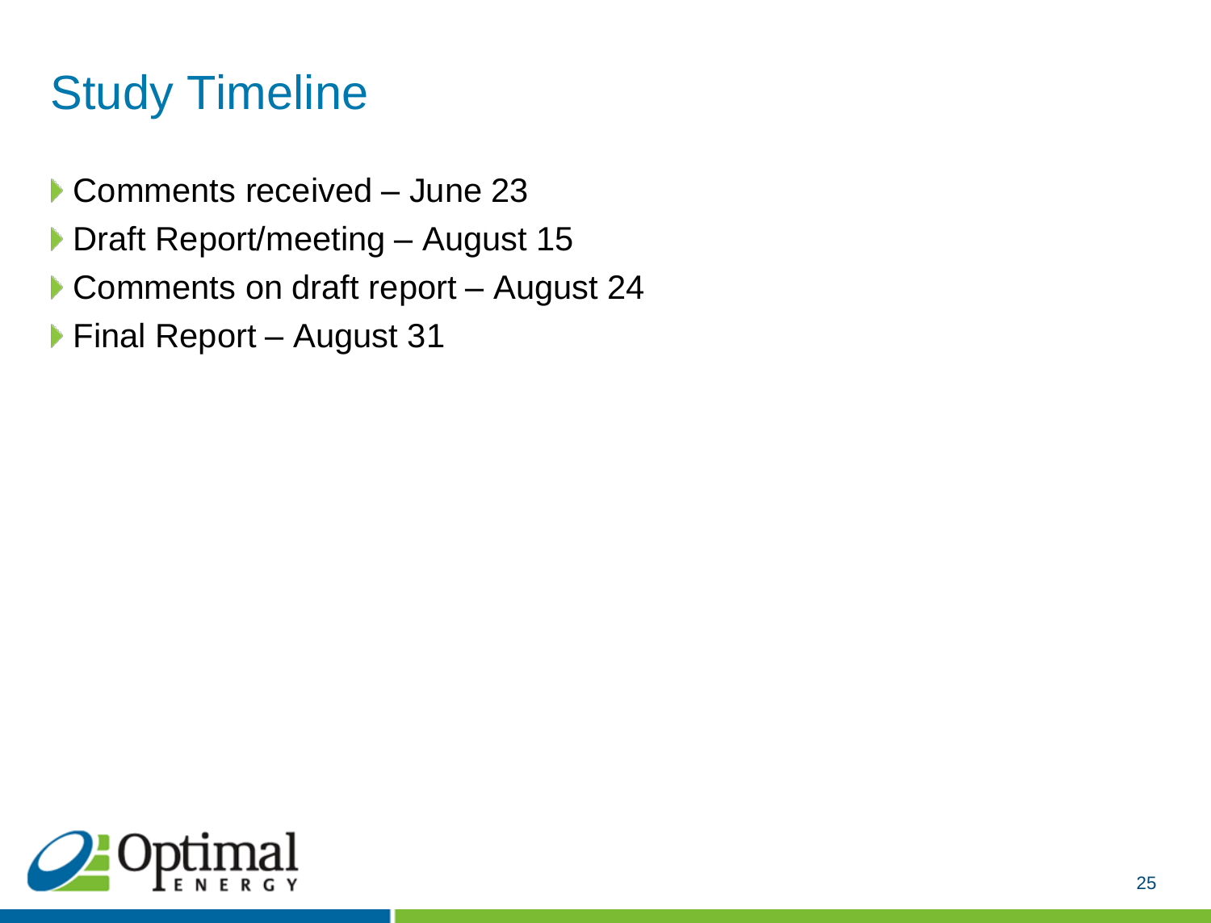# Study Timeline

- Comments received – June 23
- Draft Report/meeting – August 15
- Comments on draft report – August 24
- Final Report – August 31